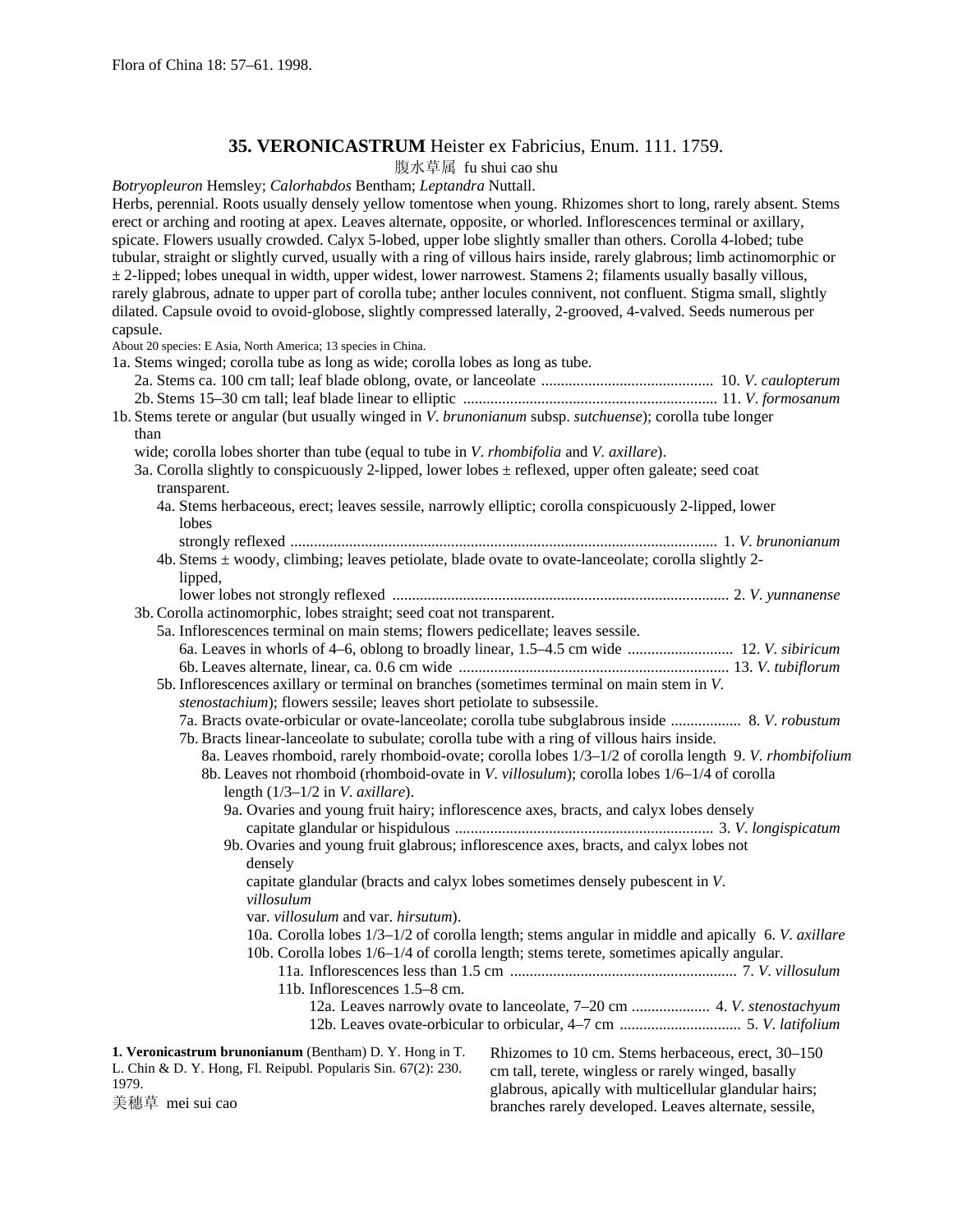Flora of China 18: 57–61. 1998.

# 35. **VERONICASTRUM** Heister ex Fabricius, Enum. 111. 1759.

腹水草属 fu shui cao shu

*Botryopleuron* Hemsley; *Calorhabdos* Bentham; *Leptandra* Nuttall.

Herbs, perennial. Roots usually densely yellow tomentose when young. Rhizomes short to long, rarely absent. Stems erect or arching and rooting at apex. Leaves alternate, opposite, or whorled. Inflorescences terminal or axillary, spicate. Flowers usually crowded. Calyx 5-lobed, upper lobe slightly smaller than others. Corolla 4-lobed; tube tubular, straight or slightly curved, usually with a ring of villous hairs inside, rarely glabrous; limb actinomorphic or ± 2-lipped; lobes unequal in width, upper widest, lower narrowest. Stamens 2; filaments usually basally villous, rarely glabrous, adnate to upper part of corolla tube; anther locules connivent, not confluent. Stigma small, slightly dilated. Capsule ovoid to ovoid-globose, slightly compressed laterally, 2-grooved, 4-valved. Seeds numerous per capsule.

About 20 species: E Asia, North America; 13 species in China.

1a. Stems winged; corolla tube as long as wide; corolla lobes as long as tube.
- 2a. Stems ca. 100 cm tall; leaf blade oblong, ovate, or lanceolate ............................................ 10. *V. caulopterum*
- 2b. Stems 15–30 cm tall; leaf blade linear to elliptic ................................................................. 11. *V. formosanum*

1b. Stems terete or angular (but usually winged in *V. brunonianum* subsp. *sutchuense*); corolla tube longer than wide; corolla lobes shorter than tube (equal to tube in *V. rhombifolia* and *V. axillare*).
- 3a. Corolla slightly to conspicuously 2-lipped, lower lobes ± reflexed, upper often galeate; seed coat transparent.
  - 4a. Stems herbaceous, erect; leaves sessile, narrowly elliptic; corolla conspicuously 2-lipped, lower lobes strongly reflexed ............................................................................................................ 1. *V. brunonianum*
  - 4b. Stems ± woody, climbing; leaves petiolate, blade ovate to ovate-lanceolate; corolla slightly 2-lipped, lower lobes not strongly reflexed ..................................................................................... 2. *V. yunnanense*
- 3b. Corolla actinomorphic, lobes straight; seed coat not transparent.
  - 5a. Inflorescences terminal on main stems; flowers pedicellate; leaves sessile.
    - 6a. Leaves in whorls of 4–6, oblong to broadly linear, 1.5–4.5 cm wide ........................... 12. *V. sibiricum*
    - 6b. Leaves alternate, linear, ca. 0.6 cm wide ..................................................................... 13. *V. tubiflorum*
  - 5b. Inflorescences axillary or terminal on branches (sometimes terminal on main stem in *V. stenostachium*); flowers sessile; leaves short petiolate to subsessile.
    - 7a. Bracts ovate-orbicular or ovate-lanceolate; corolla tube subglabrous inside .................. 8. *V. robustum*
    - 7b. Bracts linear-lanceolate to subulate; corolla tube with a ring of villous hairs inside.
      - 8a. Leaves rhomboid, rarely rhomboid-ovate; corolla lobes 1/3–1/2 of corolla length 9. *V. rhombifolium*
      - 8b. Leaves not rhomboid (rhomboid-ovate in *V. villosulum*); corolla lobes 1/6–1/4 of corolla length (1/3–1/2 in *V. axillare*).
        - 9a. Ovaries and young fruit hairy; inflorescence axes, bracts, and calyx lobes densely capitate glandular or hispidulous .................................................................. 3. *V. longispicatum*
        - 9b. Ovaries and young fruit glabrous; inflorescence axes, bracts, and calyx lobes not densely capitate glandular (bracts and calyx lobes sometimes densely pubescent in *V. villosulum* var. *villosulum* and var. *hirsutum*).
          - 10a. Corolla lobes 1/3–1/2 of corolla length; stems angular in middle and apically 6. *V. axillare*
          - 10b. Corolla lobes 1/6–1/4 of corolla length; stems terete, sometimes apically angular.
            - 11a. Inflorescences less than 1.5 cm ......................................................... 7. *V. villosulum*
            - 11b. Inflorescences 1.5–8 cm.
              - 12a. Leaves narrowly ovate to lanceolate, 7–20 cm .................... 4. *V. stenostachyum*
              - 12b. Leaves ovate-orbicular to orbicular, 4–7 cm .............................. 5. *V. latifolium*

**1. Veronicastrum brunonianum** (Bentham) D. Y. Hong in T. L. Chin & D. Y. Hong, Fl. Reipubl. Popularis Sin. 67(2): 230. 1979.

美穗草 mei sui cao

Rhizomes to 10 cm. Stems herbaceous, erect, 30–150 cm tall, terete, wingless or rarely winged, basally glabrous, apically with multicellular glandular hairs; branches rarely developed. Leaves alternate, sessile,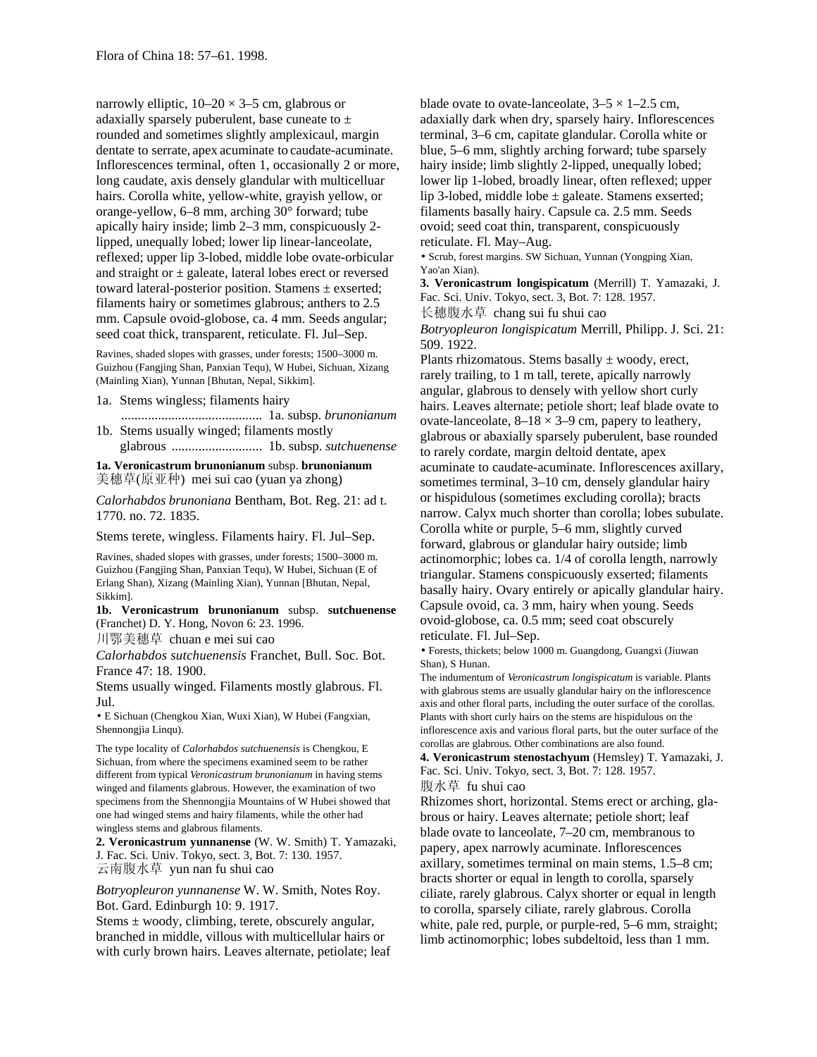narrowly elliptic, 10–20 × 3–5 cm, glabrous or adaxially sparsely puberulent, base cuneate to ± rounded and sometimes slightly amplexicaul, margin dentate to serrate, apex acuminate to caudate-acuminate. Inflorescences terminal, often 1, occasionally 2 or more, long caudate, axis densely glandular with multicelluar hairs. Corolla white, yellow-white, grayish yellow, or orange-yellow, 6–8 mm, arching 30° forward; tube apically hairy inside; limb 2–3 mm, conspicuously 2-lipped, unequally lobed; lower lip linear-lanceolate, reflexed; upper lip 3-lobed, middle lobe ovate-orbicular and straight or ± galeate, lateral lobes erect or reversed toward lateral-posterior position. Stamens ± exserted; filaments hairy or sometimes glabrous; anthers to 2.5 mm. Capsule ovoid-globose, ca. 4 mm. Seeds angular; seed coat thick, transparent, reticulate. Fl. Jul–Sep.

Ravines, shaded slopes with grasses, under forests; 1500–3000 m. Guizhou (Fangjing Shan, Panxian Tequ), W Hubei, Sichuan, Xizang (Mainling Xian), Yunnan [Bhutan, Nepal, Sikkim].

1a. Stems wingless; filaments hairy .......................................... 1a. subsp. *brunonianum*
1b. Stems usually winged; filaments mostly glabrous ........................... 1b. subsp. *sutchuenense*

**1a. Veronicastrum brunonianum** subsp. **brunonianum**
美穗草(原亚种) mei sui cao (yuan ya zhong)

*Calorhabdos brunoniana* Bentham, Bot. Reg. 21: ad t. 1770. no. 72. 1835.

Stems terete, wingless. Filaments hairy. Fl. Jul–Sep.

Ravines, shaded slopes with grasses, under forests; 1500–3000 m. Guizhou (Fangjing Shan, Panxian Tequ), W Hubei, Sichuan (E of Erlang Shan), Xizang (Mainling Xian), Yunnan [Bhutan, Nepal, Sikkim].

**1b. Veronicastrum brunonianum** subsp. **sutchuenense** (Franchet) D. Y. Hong, Novon 6: 23. 1996.
川鄂美穗草 chuan e mei sui cao

*Calorhabdos sutchuenensis* Franchet, Bull. Soc. Bot. France 47: 18. 1900.

Stems usually winged. Filaments mostly glabrous. Fl. Jul.

• E Sichuan (Chengkou Xian, Wuxi Xian), W Hubei (Fangxian, Shennongjia Linqu).

The type locality of *Calorhabdos sutchuenensis* is Chengkou, E Sichuan, from where the specimens examined seem to be rather different from typical *Veronicastrum brunonianum* in having stems winged and filaments glabrous. However, the examination of two specimens from the Shennongjia Mountains of W Hubei showed that one had winged stems and hairy filaments, while the other had wingless stems and glabrous filaments.

**2. Veronicastrum yunnanense** (W. W. Smith) T. Yamazaki, J. Fac. Sci. Univ. Tokyo, sect. 3, Bot. 7: 130. 1957.
云南腹水草 yun nan fu shui cao

*Botryopleuron yunnanense* W. W. Smith, Notes Roy. Bot. Gard. Edinburgh 10: 9. 1917.

Stems ± woody, climbing, terete, obscurely angular, branched in middle, villous with multicellular hairs or with curly brown hairs. Leaves alternate, petiolate; leaf blade ovate to ovate-lanceolate, 3–5 × 1–2.5 cm, adaxially dark when dry, sparsely hairy. Inflorescences terminal, 3–6 cm, capitate glandular. Corolla white or blue, 5–6 mm, slightly arching forward; tube sparsely hairy inside; limb slightly 2-lipped, unequally lobed; lower lip 1-lobed, broadly linear, often reflexed; upper lip 3-lobed, middle lobe ± galeate. Stamens exserted; filaments basally hairy. Capsule ca. 2.5 mm. Seeds ovoid; seed coat thin, transparent, conspicuously reticulate. Fl. May–Aug.

• Scrub, forest margins. SW Sichuan, Yunnan (Yongping Xian, Yao'an Xian).

**3. Veronicastrum longispicatum** (Merrill) T. Yamazaki, J. Fac. Sci. Univ. Tokyo, sect. 3, Bot. 7: 128. 1957.
长穗腹水草 chang sui fu shui cao

*Botryopleuron longispicatum* Merrill, Philipp. J. Sci. 21: 509. 1922.

Plants rhizomatous. Stems basally ± woody, erect, rarely trailing, to 1 m tall, terete, apically narrowly angular, glabrous to densely with yellow short curly hairs. Leaves alternate; petiole short; leaf blade ovate to ovate-lanceolate, 8–18 × 3–9 cm, papery to leathery, glabrous or abaxially sparsely puberulent, base rounded to rarely cordate, margin deltoid dentate, apex acuminate to caudate-acuminate. Inflorescences axillary, sometimes terminal, 3–10 cm, densely glandular hairy or hispidulous (sometimes excluding corolla); bracts narrow. Calyx much shorter than corolla; lobes subulate. Corolla white or purple, 5–6 mm, slightly curved forward, glabrous or glandular hairy outside; limb actinomorphic; lobes ca. 1/4 of corolla length, narrowly triangular. Stamens conspicuously exserted; filaments basally hairy. Ovary entirely or apically glandular hairy. Capsule ovoid, ca. 3 mm, hairy when young. Seeds ovoid-globose, ca. 0.5 mm; seed coat obscurely reticulate. Fl. Jul–Sep.

• Forests, thickets; below 1000 m. Guangdong, Guangxi (Jiuwan Shan), S Hunan.

The indumentum of *Veronicastrum longispicatum* is variable. Plants with glabrous stems are usually glandular hairy on the inflorescence axis and other floral parts, including the outer surface of the corollas. Plants with short curly hairs on the stems are hispidulous on the inflorescence axis and various floral parts, but the outer surface of the corollas are glabrous. Other combinations are also found.

**4. Veronicastrum stenostachyum** (Hemsley) T. Yamazaki, J. Fac. Sci. Univ. Tokyo, sect. 3, Bot. 7: 128. 1957.
腹水草 fu shui cao

Rhizomes short, horizontal. Stems erect or arching, glabrous or hairy. Leaves alternate; petiole short; leaf blade ovate to lanceolate, 7–20 cm, membranous to papery, apex narrowly acuminate. Inflorescences axillary, sometimes terminal on main stems, 1.5–8 cm; bracts shorter or equal in length to corolla, sparsely ciliate, rarely glabrous. Calyx shorter or equal in length to corolla, sparsely ciliate, rarely glabrous. Corolla white, pale red, purple, or purple-red, 5–6 mm, straight; limb actinomorphic; lobes subdeltoid, less than 1 mm.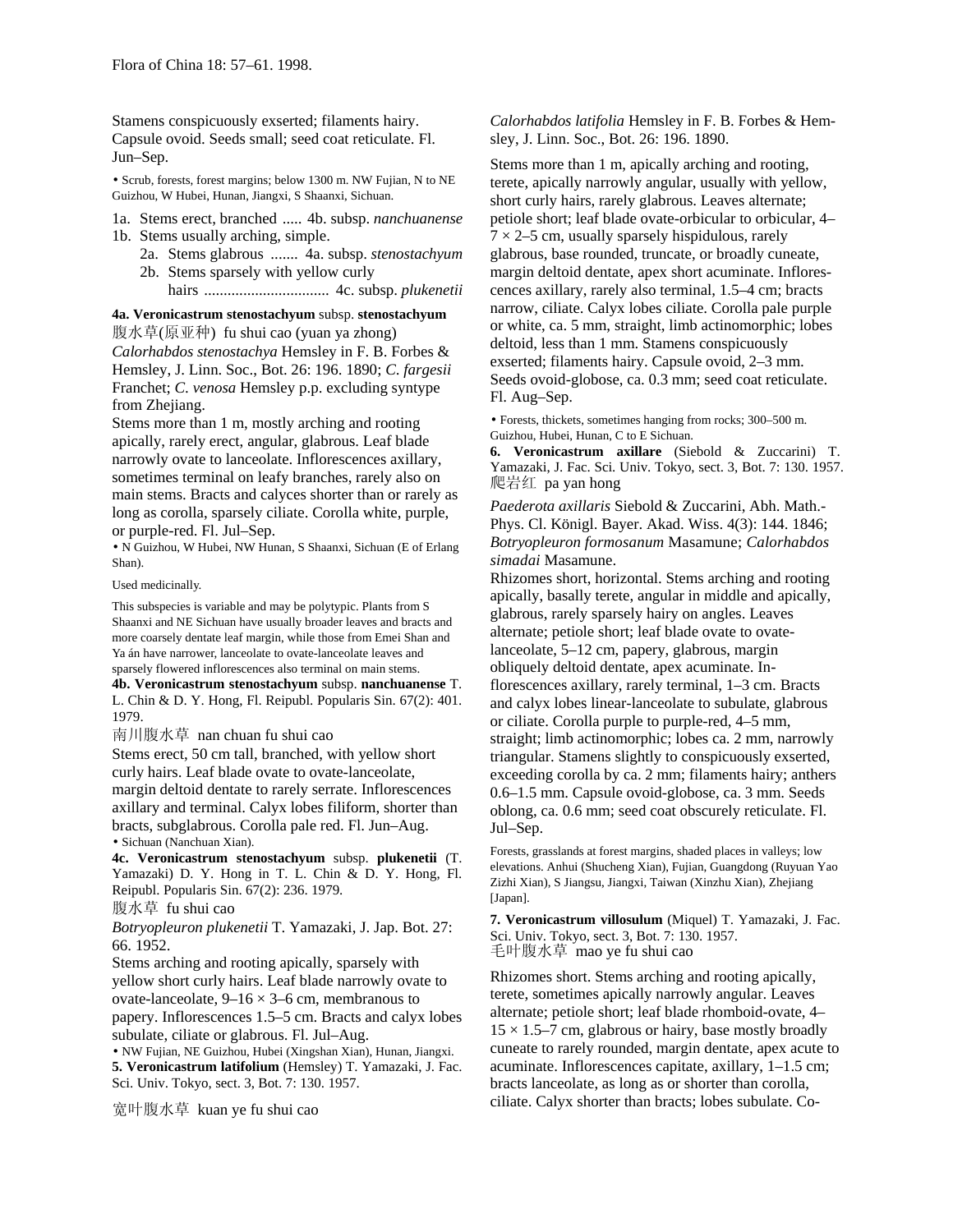Stamens conspicuously exserted; filaments hairy. Capsule ovoid. Seeds small; seed coat reticulate. Fl. Jun–Sep.

• Scrub, forests, forest margins; below 1300 m. NW Fujian, N to NE Guizhou, W Hubei, Hunan, Jiangxi, S Shaanxi, Sichuan.

1a. Stems erect, branched ..... 4b. subsp. *nanchuanense*
1b. Stems usually arching, simple.
  2a. Stems glabrous ....... 4a. subsp. *stenostachyum*
  2b. Stems sparsely with yellow curly hairs ................................ 4c. subsp. *plukenetii*

**4a. Veronicastrum stenostachyum** subsp. **stenostachyum**

腹水草(原亚种) fu shui cao (yuan ya zhong)

*Calorhabdos stenostachya* Hemsley in F. B. Forbes & Hemsley, J. Linn. Soc., Bot. 26: 196. 1890; *C. fargesii* Franchet; *C. venosa* Hemsley p.p. excluding syntype from Zhejiang.

Stems more than 1 m, mostly arching and rooting apically, rarely erect, angular, glabrous. Leaf blade narrowly ovate to lanceolate. Inflorescences axillary, sometimes terminal on leafy branches, rarely also on main stems. Bracts and calyces shorter than or rarely as long as corolla, sparsely ciliate. Corolla white, purple, or purple-red. Fl. Jul–Sep.

• N Guizhou, W Hubei, NW Hunan, S Shaanxi, Sichuan (E of Erlang Shan).

Used medicinally.

This subspecies is variable and may be polytypic. Plants from S Shaanxi and NE Sichuan have usually broader leaves and bracts and more coarsely dentate leaf margin, while those from Emei Shan and Ya án have narrower, lanceolate to ovate-lanceolate leaves and sparsely flowered inflorescences also terminal on main stems.

**4b. Veronicastrum stenostachyum** subsp. **nanchuanense** T. L. Chin & D. Y. Hong, Fl. Reipubl. Popularis Sin. 67(2): 401. 1979.

南川腹水草 nan chuan fu shui cao

Stems erect, 50 cm tall, branched, with yellow short curly hairs. Leaf blade ovate to ovate-lanceolate, margin deltoid dentate to rarely serrate. Inflorescences axillary and terminal. Calyx lobes filiform, shorter than bracts, subglabrous. Corolla pale red. Fl. Jun–Aug.

• Sichuan (Nanchuan Xian).

**4c. Veronicastrum stenostachyum** subsp. **plukenetii** (T. Yamazaki) D. Y. Hong in T. L. Chin & D. Y. Hong, Fl. Reipubl. Popularis Sin. 67(2): 236. 1979.

腹水草 fu shui cao

*Botryopleuron plukenetii* T. Yamazaki, J. Jap. Bot. 27: 66. 1952.

Stems arching and rooting apically, sparsely with yellow short curly hairs. Leaf blade narrowly ovate to ovate-lanceolate, 9–16 × 3–6 cm, membranous to papery. Inflorescences 1.5–5 cm. Bracts and calyx lobes subulate, ciliate or glabrous. Fl. Jul–Aug.

• NW Fujian, NE Guizhou, Hubei (Xingshan Xian), Hunan, Jiangxi.

**5. Veronicastrum latifolium** (Hemsley) T. Yamazaki, J. Fac. Sci. Univ. Tokyo, sect. 3, Bot. 7: 130. 1957.

宽叶腹水草 kuan ye fu shui cao

*Calorhabdos latifolia* Hemsley in F. B. Forbes & Hemsley, J. Linn. Soc., Bot. 26: 196. 1890.

Stems more than 1 m, apically arching and rooting, terete, apically narrowly angular, usually with yellow, short curly hairs, rarely glabrous. Leaves alternate; petiole short; leaf blade ovate-orbicular to orbicular, 4–7 × 2–5 cm, usually sparsely hispidulous, rarely glabrous, base rounded, truncate, or broadly cuneate, margin deltoid dentate, apex short acuminate. Inflorescences axillary, rarely also terminal, 1.5–4 cm; bracts narrow, ciliate. Calyx lobes ciliate. Corolla pale purple or white, ca. 5 mm, straight, limb actinomorphic; lobes deltoid, less than 1 mm. Stamens conspicuously exserted; filaments hairy. Capsule ovoid, 2–3 mm. Seeds ovoid-globose, ca. 0.3 mm; seed coat reticulate. Fl. Aug–Sep.

• Forests, thickets, sometimes hanging from rocks; 300–500 m. Guizhou, Hubei, Hunan, C to E Sichuan.

**6. Veronicastrum axillare** (Siebold & Zuccarini) T. Yamazaki, J. Fac. Sci. Univ. Tokyo, sect. 3, Bot. 7: 130. 1957.

爬岩红 pa yan hong

*Paederota axillaris* Siebold & Zuccarini, Abh. Math.-Phys. Cl. Königl. Bayer. Akad. Wiss. 4(3): 144. 1846; *Botryopleuron formosanum* Masamune; *Calorhabdos simadai* Masamune.

Rhizomes short, horizontal. Stems arching and rooting apically, basally terete, angular in middle and apically, glabrous, rarely sparsely hairy on angles. Leaves alternate; petiole short; leaf blade ovate to ovate-lanceolate, 5–12 cm, papery, glabrous, margin obliquely deltoid dentate, apex acuminate. Inflorescences axillary, rarely terminal, 1–3 cm. Bracts and calyx lobes linear-lanceolate to subulate, glabrous or ciliate. Corolla purple to purple-red, 4–5 mm, straight; limb actinomorphic; lobes ca. 2 mm, narrowly triangular. Stamens slightly to conspicuously exserted, exceeding corolla by ca. 2 mm; filaments hairy; anthers 0.6–1.5 mm. Capsule ovoid-globose, ca. 3 mm. Seeds oblong, ca. 0.6 mm; seed coat obscurely reticulate. Fl. Jul–Sep.

Forests, grasslands at forest margins, shaded places in valleys; low elevations. Anhui (Shucheng Xian), Fujian, Guangdong (Ruyuan Yao Zizhi Xian), S Jiangsu, Jiangxi, Taiwan (Xinzhu Xian), Zhejiang [Japan].

**7. Veronicastrum villosulum** (Miquel) T. Yamazaki, J. Fac. Sci. Univ. Tokyo, sect. 3, Bot. 7: 130. 1957.

毛叶腹水草 mao ye fu shui cao

Rhizomes short. Stems arching and rooting apically, terete, sometimes apically narrowly angular. Leaves alternate; petiole short; leaf blade rhomboid-ovate, 4–15 × 1.5–7 cm, glabrous or hairy, base mostly broadly cuneate to rarely rounded, margin dentate, apex acute to acuminate. Inflorescences capitate, axillary, 1–1.5 cm; bracts lanceolate, as long as or shorter than corolla, ciliate. Calyx shorter than bracts; lobes subulate. Co-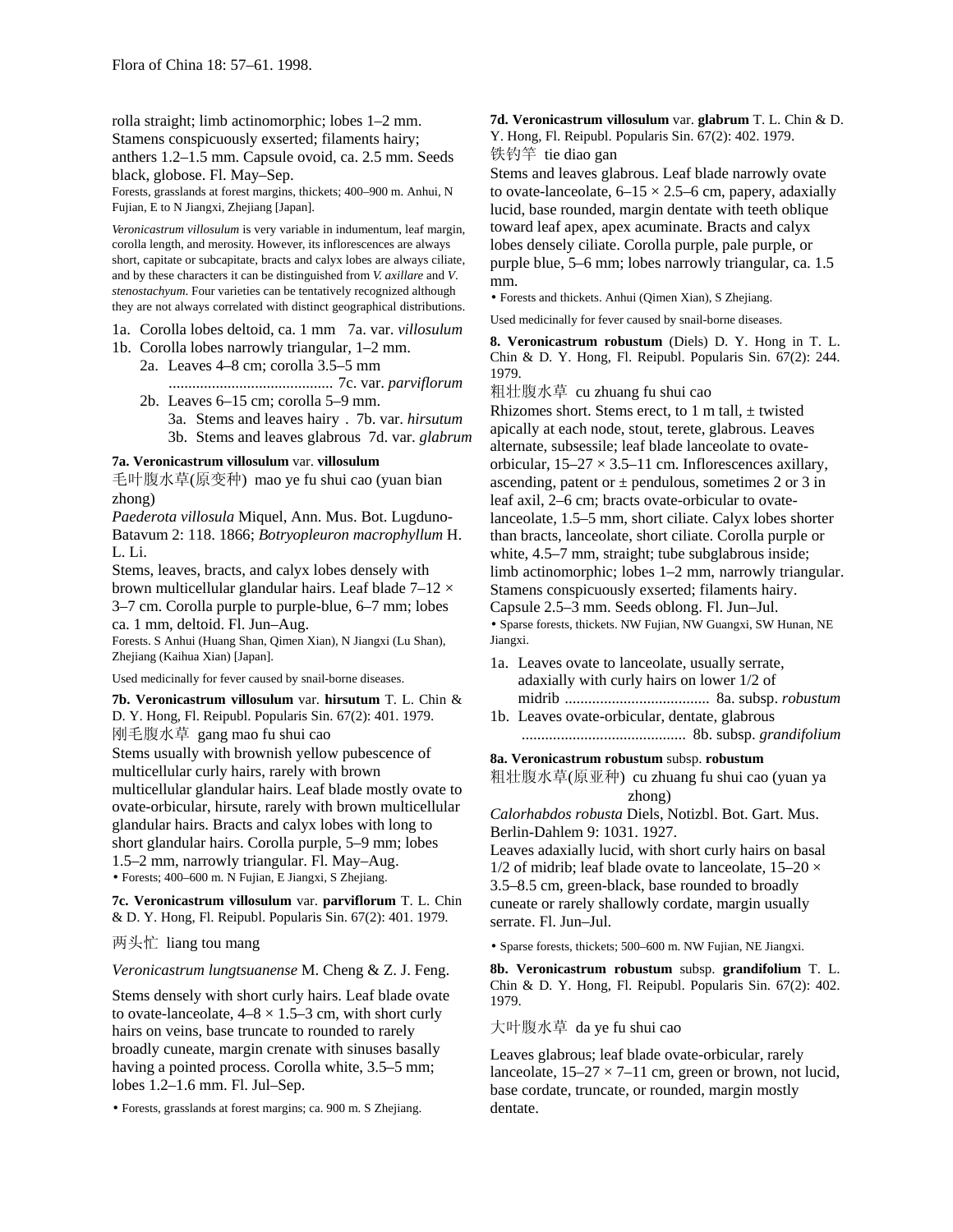rolla straight; limb actinomorphic; lobes 1–2 mm. Stamens conspicuously exserted; filaments hairy; anthers 1.2–1.5 mm. Capsule ovoid, ca. 2.5 mm. Seeds black, globose. Fl. May–Sep.

Forests, grasslands at forest margins, thickets; 400–900 m. Anhui, N Fujian, E to N Jiangxi, Zhejiang [Japan].

*Veronicastrum villosulum* is very variable in indumentum, leaf margin, corolla length, and merosity. However, its inflorescences are always short, capitate or subcapitate, bracts and calyx lobes are always ciliate, and by these characters it can be distinguished from *V. axillare* and *V. stenostachyum*. Four varieties can be tentatively recognized although they are not always correlated with distinct geographical distributions.

1a. Corolla lobes deltoid, ca. 1 mm 7a. var. *villosulum*
1b. Corolla lobes narrowly triangular, 1–2 mm.
  2a. Leaves 4–8 cm; corolla 3.5–5 mm .......................................... 7c. var. *parviflorum*
  2b. Leaves 6–15 cm; corolla 5–9 mm.
    3a. Stems and leaves hairy . 7b. var. *hirsutum*
    3b. Stems and leaves glabrous 7d. var. *glabrum*

**7a. Veronicastrum villosulum** var. **villosulum**

毛叶腹水草(原变种) mao ye fu shui cao (yuan bian zhong)

*Paederota villosula* Miquel, Ann. Mus. Bot. Lugduno-Batavum 2: 118. 1866; *Botryopleuron macrophyllum* H. L. Li.

Stems, leaves, bracts, and calyx lobes densely with brown multicellular glandular hairs. Leaf blade 7–12 × 3–7 cm. Corolla purple to purple-blue, 6–7 mm; lobes ca. 1 mm, deltoid. Fl. Jun–Aug.

Forests. S Anhui (Huang Shan, Qimen Xian), N Jiangxi (Lu Shan), Zhejiang (Kaihua Xian) [Japan].

Used medicinally for fever caused by snail-borne diseases.

**7b. Veronicastrum villosulum** var. **hirsutum** T. L. Chin & D. Y. Hong, Fl. Reipubl. Popularis Sin. 67(2): 401. 1979.

刚毛腹水草 gang mao fu shui cao

Stems usually with brownish yellow pubescence of multicellular curly hairs, rarely with brown multicellular glandular hairs. Leaf blade mostly ovate to ovate-orbicular, hirsute, rarely with brown multicellular glandular hairs. Bracts and calyx lobes with long to short glandular hairs. Corolla purple, 5–9 mm; lobes 1.5–2 mm, narrowly triangular. Fl. May–Aug.

• Forests; 400–600 m. N Fujian, E Jiangxi, S Zhejiang.

**7c. Veronicastrum villosulum** var. **parviflorum** T. L. Chin & D. Y. Hong, Fl. Reipubl. Popularis Sin. 67(2): 401. 1979.

两头忙 liang tou mang

*Veronicastrum lungtsuanense* M. Cheng & Z. J. Feng.

Stems densely with short curly hairs. Leaf blade ovate to ovate-lanceolate, 4–8 × 1.5–3 cm, with short curly hairs on veins, base truncate to rounded to rarely broadly cuneate, margin crenate with sinuses basally having a pointed process. Corolla white, 3.5–5 mm; lobes 1.2–1.6 mm. Fl. Jul–Sep.

• Forests, grasslands at forest margins; ca. 900 m. S Zhejiang.

**7d. Veronicastrum villosulum** var. **glabrum** T. L. Chin & D. Y. Hong, Fl. Reipubl. Popularis Sin. 67(2): 402. 1979.

铁钓竿 tie diao gan

Stems and leaves glabrous. Leaf blade narrowly ovate to ovate-lanceolate, 6–15 × 2.5–6 cm, papery, adaxially lucid, base rounded, margin dentate with teeth oblique toward leaf apex, apex acuminate. Bracts and calyx lobes densely ciliate. Corolla purple, pale purple, or purple blue, 5–6 mm; lobes narrowly triangular, ca. 1.5 mm.

• Forests and thickets. Anhui (Qimen Xian), S Zhejiang.

Used medicinally for fever caused by snail-borne diseases.

**8. Veronicastrum robustum** (Diels) D. Y. Hong in T. L. Chin & D. Y. Hong, Fl. Reipubl. Popularis Sin. 67(2): 244. 1979.

粗壮腹水草 cu zhuang fu shui cao

Rhizomes short. Stems erect, to 1 m tall, ± twisted apically at each node, stout, terete, glabrous. Leaves alternate, subsessile; leaf blade lanceolate to ovate-orbicular, 15–27 × 3.5–11 cm. Inflorescences axillary, ascending, patent or ± pendulous, sometimes 2 or 3 in leaf axil, 2–6 cm; bracts ovate-orbicular to ovate-lanceolate, 1.5–5 mm, short ciliate. Calyx lobes shorter than bracts, lanceolate, short ciliate. Corolla purple or white, 4.5–7 mm, straight; tube subglabrous inside; limb actinomorphic; lobes 1–2 mm, narrowly triangular. Stamens conspicuously exserted; filaments hairy. Capsule 2.5–3 mm. Seeds oblong. Fl. Jun–Jul.

• Sparse forests, thickets. NW Fujian, NW Guangxi, SW Hunan, NE Jiangxi.

1a. Leaves ovate to lanceolate, usually serrate, adaxially with curly hairs on lower 1/2 of midrib ..................................... 8a. subsp. *robustum*
1b. Leaves ovate-orbicular, dentate, glabrous .......................................... 8b. subsp. *grandifolium*

**8a. Veronicastrum robustum** subsp. **robustum**

粗壮腹水草(原亚种) cu zhuang fu shui cao (yuan ya zhong)

*Calorhabdos robusta* Diels, Notizbl. Bot. Gart. Mus. Berlin-Dahlem 9: 1031. 1927.

Leaves adaxially lucid, with short curly hairs on basal 1/2 of midrib; leaf blade ovate to lanceolate, 15–20 × 3.5–8.5 cm, green-black, base rounded to broadly cuneate or rarely shallowly cordate, margin usually serrate. Fl. Jun–Jul.

• Sparse forests, thickets; 500–600 m. NW Fujian, NE Jiangxi.

**8b. Veronicastrum robustum** subsp. **grandifolium** T. L. Chin & D. Y. Hong, Fl. Reipubl. Popularis Sin. 67(2): 402. 1979.

大叶腹水草 da ye fu shui cao

Leaves glabrous; leaf blade ovate-orbicular, rarely lanceolate, 15–27 × 7–11 cm, green or brown, not lucid, base cordate, truncate, or rounded, margin mostly dentate.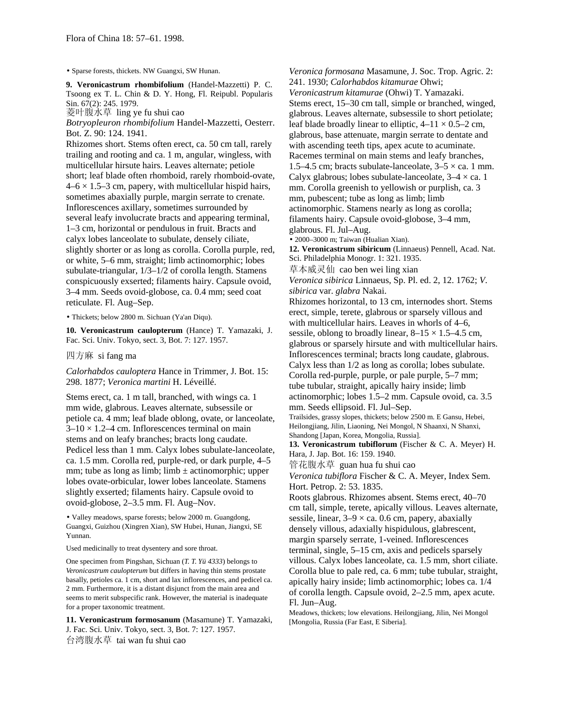• Sparse forests, thickets. NW Guangxi, SW Hunan.

**9. Veronicastrum rhombifolium** (Handel-Mazzetti) P. C. Tsoong ex T. L. Chin & D. Y. Hong, Fl. Reipubl. Popularis Sin. 67(2): 245. 1979.

菱叶腹水草 ling ye fu shui cao

*Botryopleuron rhombifolium* Handel-Mazzetti, Oesterr. Bot. Z. 90: 124. 1941.

Rhizomes short. Stems often erect, ca. 50 cm tall, rarely trailing and rooting and ca. 1 m, angular, wingless, with multicellular hirsute hairs. Leaves alternate; petiole short; leaf blade often rhomboid, rarely rhomboid-ovate, 4–6 × 1.5–3 cm, papery, with multicellular hispid hairs, sometimes abaxially purple, margin serrate to crenate. Inflorescences axillary, sometimes surrounded by several leafy involucrate bracts and appearing terminal, 1–3 cm, horizontal or pendulous in fruit. Bracts and calyx lobes lanceolate to subulate, densely ciliate, slightly shorter or as long as corolla. Corolla purple, red, or white, 5–6 mm, straight; limb actinomorphic; lobes subulate-triangular, 1/3–1/2 of corolla length. Stamens conspicuously exserted; filaments hairy. Capsule ovoid, 3–4 mm. Seeds ovoid-globose, ca. 0.4 mm; seed coat reticulate. Fl. Aug–Sep.

• Thickets; below 2800 m. Sichuan (Ya'an Diqu).

**10. Veronicastrum caulopterum** (Hance) T. Yamazaki, J. Fac. Sci. Univ. Tokyo, sect. 3, Bot. 7: 127. 1957.

四方麻 si fang ma

*Calorhabdos cauloptera* Hance in Trimmer, J. Bot. 15: 298. 1877; *Veronica martini* H. Léveillé.

Stems erect, ca. 1 m tall, branched, with wings ca. 1 mm wide, glabrous. Leaves alternate, subsessile or petiole ca. 4 mm; leaf blade oblong, ovate, or lanceolate, 3–10 × 1.2–4 cm. Inflorescences terminal on main stems and on leafy branches; bracts long caudate. Pedicel less than 1 mm. Calyx lobes subulate-lanceolate, ca. 1.5 mm. Corolla red, purple-red, or dark purple, 4–5 mm; tube as long as limb; limb ± actinomorphic; upper lobes ovate-orbicular, lower lobes lanceolate. Stamens slightly exserted; filaments hairy. Capsule ovoid to ovoid-globose, 2–3.5 mm. Fl. Aug–Nov.

• Valley meadows, sparse forests; below 2000 m. Guangdong, Guangxi, Guizhou (Xingren Xian), SW Hubei, Hunan, Jiangxi, SE Yunnan.

Used medicinally to treat dysentery and sore throat.

One specimen from Pingshan, Sichuan (*T. T. Yü 4333*) belongs to *Veronicastrum caulopterum* but differs in having thin stems prostate basally, petioles ca. 1 cm, short and lax inflorescences, and pedicel ca. 2 mm. Furthermore, it is a distant disjunct from the main area and seems to merit subspecific rank. However, the material is inadequate for a proper taxonomic treatment.

**11. Veronicastrum formosanum** (Masamune) T. Yamazaki, J. Fac. Sci. Univ. Tokyo, sect. 3, Bot. 7: 127. 1957.

台湾腹水草 tai wan fu shui cao

*Veronica formosana* Masamune, J. Soc. Trop. Agric. 2: 241. 1930; *Calorhabdos kitamurae* Ohwi; *Veronicastrum kitamurae* (Ohwi) T. Yamazaki.

Stems erect, 15–30 cm tall, simple or branched, winged, glabrous. Leaves alternate, subsessile to short petiolate; leaf blade broadly linear to elliptic, 4–11 × 0.5–2 cm, glabrous, base attenuate, margin serrate to dentate and with ascending teeth tips, apex acute to acuminate. Racemes terminal on main stems and leafy branches, 1.5–4.5 cm; bracts subulate-lanceolate, 3–5 × ca. 1 mm. Calyx glabrous; lobes subulate-lanceolate, 3–4 × ca. 1 mm. Corolla greenish to yellowish or purplish, ca. 3 mm, pubescent; tube as long as limb; limb actinomorphic. Stamens nearly as long as corolla; filaments hairy. Capsule ovoid-globose, 3–4 mm, glabrous. Fl. Jul–Aug.

• 2000–3000 m; Taiwan (Hualian Xian).

**12. Veronicastrum sibiricum** (Linnaeus) Pennell, Acad. Nat. Sci. Philadelphia Monogr. 1: 321. 1935.

草本威灵仙 cao ben wei ling xian

*Veronica sibirica* Linnaeus, Sp. Pl. ed. 2, 12. 1762; *V. sibirica* var. *glabra* Nakai.

Rhizomes horizontal, to 13 cm, internodes short. Stems erect, simple, terete, glabrous or sparsely villous and with multicellular hairs. Leaves in whorls of 4–6, sessile, oblong to broadly linear, 8–15 × 1.5–4.5 cm, glabrous or sparsely hirsute and with multicellular hairs. Inflorescences terminal; bracts long caudate, glabrous. Calyx less than 1/2 as long as corolla; lobes subulate. Corolla red-purple, purple, or pale purple, 5–7 mm; tube tubular, straight, apically hairy inside; limb actinomorphic; lobes 1.5–2 mm. Capsule ovoid, ca. 3.5 mm. Seeds ellipsoid. Fl. Jul–Sep.

Trailsides, grassy slopes, thickets; below 2500 m. E Gansu, Hebei, Heilongjiang, Jilin, Liaoning, Nei Mongol, N Shaanxi, N Shanxi, Shandong [Japan, Korea, Mongolia, Russia].

**13. Veronicastrum tubiflorum** (Fischer & C. A. Meyer) H. Hara, J. Jap. Bot. 16: 159. 1940.

管花腹水草 guan hua fu shui cao

*Veronica tubiflora* Fischer & C. A. Meyer, Index Sem. Hort. Petrop. 2: 53. 1835.

Roots glabrous. Rhizomes absent. Stems erect, 40–70 cm tall, simple, terete, apically villous. Leaves alternate, sessile, linear, 3–9 × ca. 0.6 cm, papery, abaxially densely villous, adaxially hispidulous, glabrescent, margin sparsely serrate, 1-veined. Inflorescences terminal, single, 5–15 cm, axis and pedicels sparsely villous. Calyx lobes lanceolate, ca. 1.5 mm, short ciliate. Corolla blue to pale red, ca. 6 mm; tube tubular, straight, apically hairy inside; limb actinomorphic; lobes ca. 1/4 of corolla length. Capsule ovoid, 2–2.5 mm, apex acute. Fl. Jun–Aug.

Meadows, thickets; low elevations. Heilongjiang, Jilin, Nei Mongol [Mongolia, Russia (Far East, E Siberia].